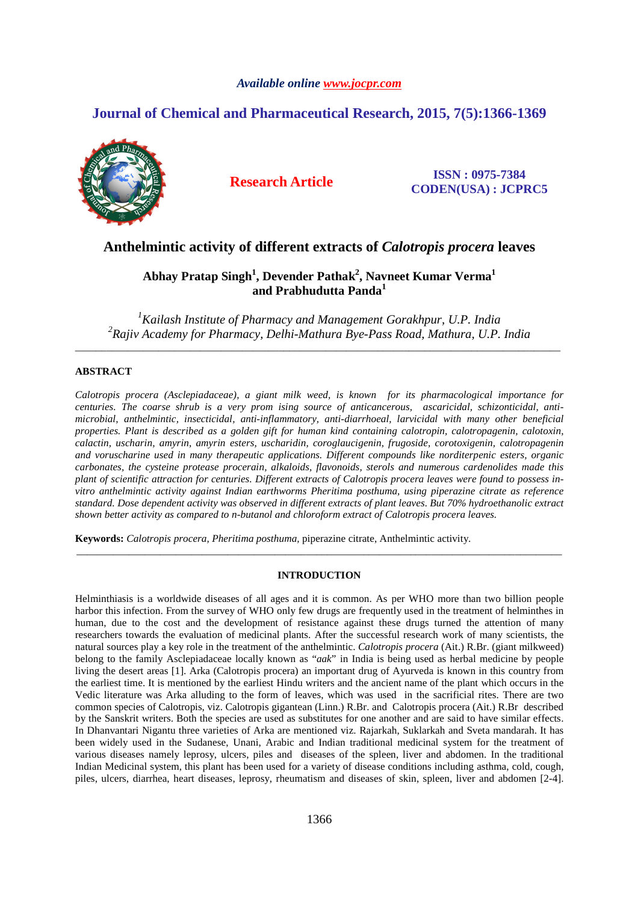*Available online www.jocpr.com*

# Journal of Chemical and Pharmaceutical Research, 2015, 7(5):1366-1369

**Research Article**

**ISSN : 0975-7384**
**CODEN(USA) : JCPRC5**

## Anthelmintic activity of different extracts of *Calotropis procera* leaves

**Abhay Pratap Singh[1], Devender Pathak[2], Navneet Kumar Verma[1] and Prabhudutta Panda[1]**

[1]*Kailash Institute of Pharmacy and Management Gorakhpur, U.P. India*
[2]*Rajiv Academy for Pharmacy, Delhi-Mathura Bye-Pass Road, Mathura, U.P. India*

---

### ABSTRACT

*Calotropis procera (Asclepiadaceae), a giant milk weed, is known for its pharmacological importance for centuries. The coarse shrub is a very prom ising source of anticancerous, ascaricidal, schizonticidal, anti-microbial, anthelmintic, insecticidal, anti-inflammatory, anti-diarrhoeal, larvicidal with many other beneficial properties. Plant is described as a golden gift for human kind containing calotropin, calotropagenin, calotoxin, calactin, uscharin, amyrin, amyrin esters, uscharidin, coroglaucigenin, frugoside, corotoxigenin, calotropagenin and voruscharine used in many therapeutic applications. Different compounds like norditerpenic esters, organic carbonates, the cysteine protease procerain, alkaloids, flavonoids, sterols and numerous cardenolides made this plant of scientific attraction for centuries. Different extracts of Calotropis procera leaves were found to possess in-vitro anthelmintic activity against Indian earthworms Pheritima posthuma, using piperazine citrate as reference standard. Dose dependent activity was observed in different extracts of plant leaves. But 70% hydroethanolic extract shown better activity as compared to n-butanol and chloroform extract of Calotropis procera leaves.*

**Keywords:** *Calotropis procera, Pheritima posthuma,* piperazine citrate, Anthelmintic activity.

---

### INTRODUCTION

Helminthiasis is a worldwide diseases of all ages and it is common. As per WHO more than two billion people harbor this infection. From the survey of WHO only few drugs are frequently used in the treatment of helminthes in human, due to the cost and the development of resistance against these drugs turned the attention of many researchers towards the evaluation of medicinal plants. After the successful research work of many scientists, the natural sources play a key role in the treatment of the anthelmintic. *Calotropis procera* (Ait.) R.Br. (giant milkweed) belong to the family Asclepiadaceae locally known as "*aak*" in India is being used as herbal medicine by people living the desert areas [1]. Arka (Calotropis procera) an important drug of Ayurveda is known in this country from the earliest time. It is mentioned by the earliest Hindu writers and the ancient name of the plant which occurs in the Vedic literature was Arka alluding to the form of leaves, which was used in the sacrificial rites. There are two common species of Calotropis, viz. Calotropis gigantean (Linn.) R.Br. and Calotropis procera (Ait.) R.Br described by the Sanskrit writers. Both the species are used as substitutes for one another and are said to have similar effects. In Dhanvantari Nigantu three varieties of Arka are mentioned viz. Rajarkah, Suklarkah and Sveta mandarah. It has been widely used in the Sudanese, Unani, Arabic and Indian traditional medicinal system for the treatment of various diseases namely leprosy, ulcers, piles and diseases of the spleen, liver and abdomen. In the traditional Indian Medicinal system, this plant has been used for a variety of disease conditions including asthma, cold, cough, piles, ulcers, diarrhea, heart diseases, leprosy, rheumatism and diseases of skin, spleen, liver and abdomen [2-4].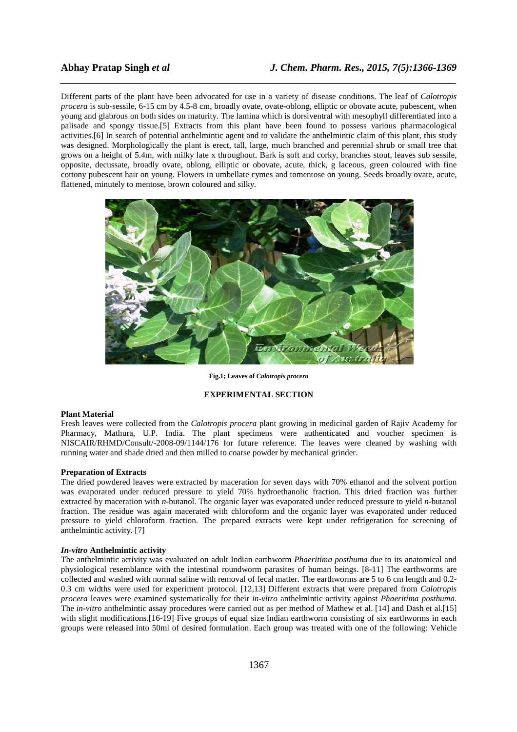Different parts of the plant have been advocated for use in a variety of disease conditions. The leaf of *Calotropis procera* is sub-sessile, 6-15 cm by 4.5-8 cm, broadly ovate, ovate-oblong, elliptic or obovate acute, pubescent, when young and glabrous on both sides on maturity. The lamina which is dorsiventral with mesophyll differentiated into a palisade and spongy tissue.[5] Extracts from this plant have been found to possess various pharmacological activities.[6] In search of potential anthelmintic agent and to validate the anthelmintic claim of this plant, this study was designed. Morphologically the plant is erect, tall, large, much branched and perennial shrub or small tree that grows on a height of 5.4m, with milky late x throughout. Bark is soft and corky, branches stout, leaves sub sessile, opposite, decussate, broadly ovate, oblong, elliptic or obovate, acute, thick, g laceous, green coloured with fine cottony pubescent hair on young. Flowers in umbellate cymes and tomentose on young. Seeds broadly ovate, acute, flattened, minutely to mentose, brown coloured and silky.

**Fig.1; Leaves of *Calotropis procera***

## EXPERIMENTAL SECTION

### Plant Material

Fresh leaves were collected from the *Calotropis procera* plant growing in medicinal garden of Rajiv Academy for Pharmacy, Mathura, U.P. India. The plant specimens were authenticated and voucher specimen is NISCAIR/RHMD/Consult/-2008-09/1144/176 for future reference. The leaves were cleaned by washing with running water and shade dried and then milled to coarse powder by mechanical grinder.

### Preparation of Extracts

The dried powdered leaves were extracted by maceration for seven days with 70% ethanol and the solvent portion was evaporated under reduced pressure to yield 70% hydroethanolic fraction. This dried fraction was further extracted by maceration with *n*-butanol. The organic layer was evaporated under reduced pressure to yield *n*-butanol fraction. The residue was again macerated with chloroform and the organic layer was evaporated under reduced pressure to yield chloroform fraction. The prepared extracts were kept under refrigeration for screening of anthelmintic activity. [7]

### *In-vitro* Anthelmintic activity

The anthelmintic activity was evaluated on adult Indian earthworm *Phaeritima posthuma* due to its anatomical and physiological resemblance with the intestinal roundworm parasites of human beings. [8-11] The earthworms are collected and washed with normal saline with removal of fecal matter. The earthworms are 5 to 6 cm length and 0.2-0.3 cm widths were used for experiment protocol. [12,13] Different extracts that were prepared from *Calotropis procera* leaves were examined systematically for their *in-vitro* anthelmintic activity against *Phaeritima posthuma.* The *in-vitro* anthelmintic assay procedures were carried out as per method of Mathew et al. [14] and Dash et al.[15] with slight modifications.[16-19] Five groups of equal size Indian earthworm consisting of six earthworms in each groups were released into 50ml of desired formulation. Each group was treated with one of the following: Vehicle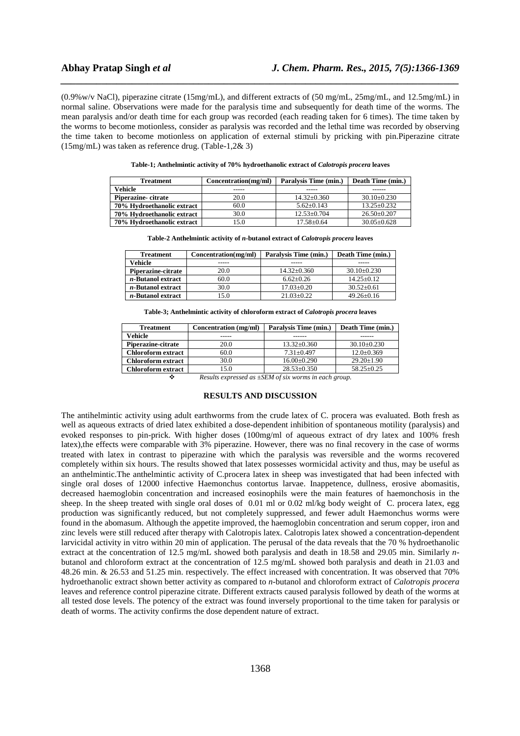(0.9%w/v NaCl), piperazine citrate (15mg/mL), and different extracts of (50 mg/mL, 25mg/mL, and 12.5mg/mL) in normal saline. Observations were made for the paralysis time and subsequently for death time of the worms. The mean paralysis and/or death time for each group was recorded (each reading taken for 6 times). The time taken by the worms to become motionless, consider as paralysis was recorded and the lethal time was recorded by observing the time taken to become motionless on application of external stimuli by pricking with pin.Piperazine citrate (15mg/mL) was taken as reference drug. (Table-1,2& 3)

**Table-1; Anthelmintic activity of 70% hydroethanolic extract of *Calotropis procera* leaves**

| Treatment | Concentration(mg/ml) | Paralysis Time (min.) | Death Time (min.) |
|---|---|---|---|
| **Vehicle** | ----- | ----- | ------ |
| **Piperazine- citrate** | 20.0 | 14.32±0.360 | 30.10±0.230 |
| **70% Hydroethanolic extract** | 60.0 | 5.62±0.143 | 13.25±0.232 |
| **70% Hydroethanolic extract** | 30.0 | 12.53±0.704 | 26.50±0.207 |
| **70% Hydroethanolic extract** | 15.0 | 17.58±0.64 | 30.05±0.628 |

**Table-2 Anthelmintic activity of *n*-butanol extract of *Calotropis procera* leaves**

| Treatment | Concentration(mg/ml) | Paralysis Time (min.) | Death Time (min.) |
|---|---|---|---|
| **Vehicle** | ----- | ----- | ----- |
| **Piperazine-citrate** | 20.0 | 14.32±0.360 | 30.10±0.230 |
| ***n*-Butanol extract** | 60.0 | 6.62±0.26 | 14.25±0.12 |
| ***n*-Butanol extract** | 30.0 | 17.03±0.20 | 30.52±0.61 |
| ***n*-Butanol extract** | 15.0 | 21.03±0.22 | 49.26±0.16 |

**Table-3; Anthelmintic activity of chloroform extract of *Calotropis procera* leaves**

| Treatment | Concentration (mg/ml) | Paralysis Time (min.) | Death Time (min.) |
|---|---|---|---|
| **Vehicle** | ----- | ------ | ------ |
| **Piperazine-citrate** | 20.0 | 13.32±0.360 | 30.10±0.230 |
| **Chloroform extract** | 60.0 | 7.31±0.497 | 12.0±0.369 |
| **Chloroform extract** | 30.0 | 16.00±0.290 | 29.20±1.90 |
| **Chloroform extract** | 15.0 | 28.53±0.350 | 58.25±0.25 |

❖ *Results expressed as ±SEM of six worms in each group.*

## RESULTS AND DISCUSSION

The antihelmintic activity using adult earthworms from the crude latex of C. procera was evaluated. Both fresh as well as aqueous extracts of dried latex exhibited a dose-dependent inhibition of spontaneous motility (paralysis) and evoked responses to pin-prick. With higher doses (100mg/ml of aqueous extract of dry latex and 100% fresh latex),the effects were comparable with 3% piperazine. However, there was no final recovery in the case of worms treated with latex in contrast to piperazine with which the paralysis was reversible and the worms recovered completely within six hours. The results showed that latex possesses wormicidal activity and thus, may be useful as an anthelmintic.The anthelmintic activity of C.procera latex in sheep was investigated that had been infected with single oral doses of 12000 infective Haemonchus contortus larvae. Inappetence, dullness, erosive abomasitis, decreased haemoglobin concentration and increased eosinophils were the main features of haemonchosis in the sheep. In the sheep treated with single oral doses of 0.01 ml or 0.02 ml/kg body weight of C. procera latex, egg production was significantly reduced, but not completely suppressed, and fewer adult Haemonchus worms were found in the abomasum. Although the appetite improved, the haemoglobin concentration and serum copper, iron and zinc levels were still reduced after therapy with Calotropis latex. Calotropis latex showed a concentration-dependent larvicidal activity in vitro within 20 min of application. The perusal of the data reveals that the 70 % hydroethanolic extract at the concentration of 12.5 mg/mL showed both paralysis and death in 18.58 and 29.05 min. Similarly *n*-butanol and chloroform extract at the concentration of 12.5 mg/mL showed both paralysis and death in 21.03 and 48.26 min. & 26.53 and 51.25 min. respectively. The effect increased with concentration. It was observed that 70% hydroethanolic extract shown better activity as compared to *n*-butanol and chloroform extract of *Calotropis procera* leaves and reference control piperazine citrate. Different extracts caused paralysis followed by death of the worms at all tested dose levels. The potency of the extract was found inversely proportional to the time taken for paralysis or death of worms. The activity confirms the dose dependent nature of extract.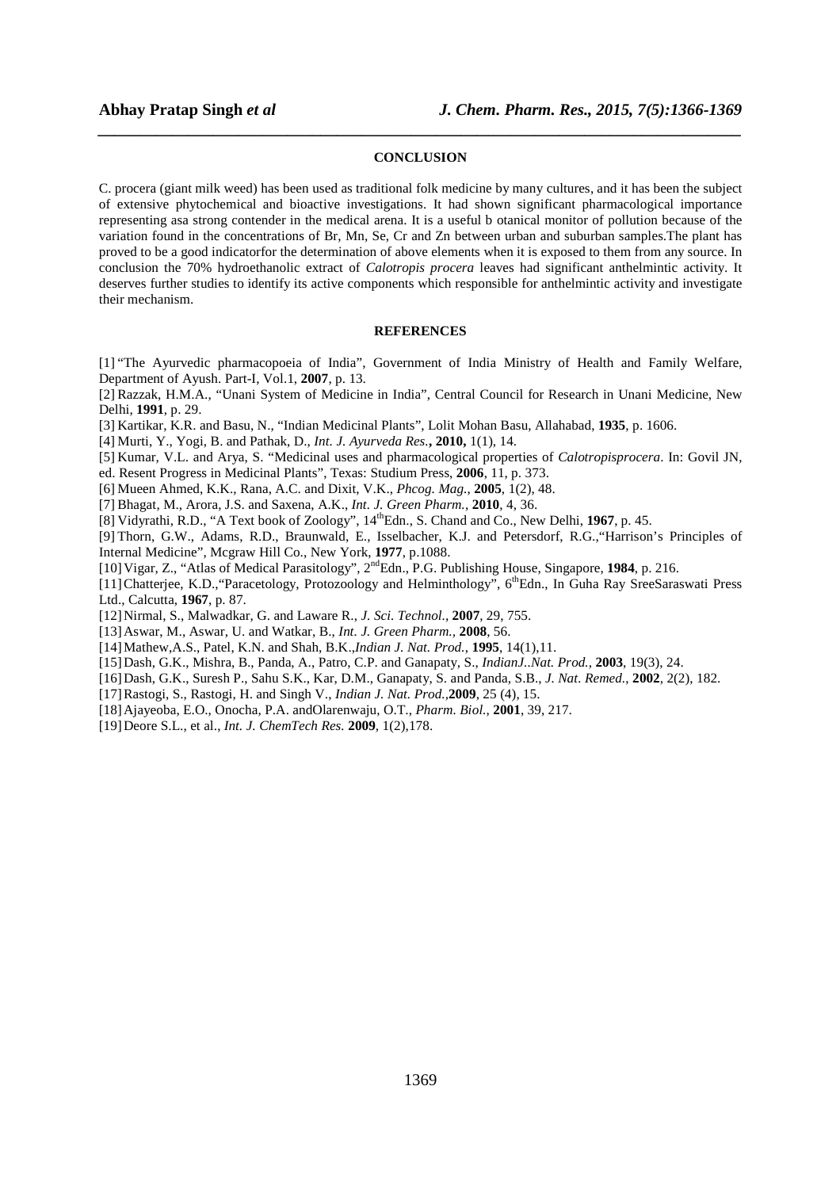## CONCLUSION

C. procera (giant milk weed) has been used as traditional folk medicine by many cultures, and it has been the subject of extensive phytochemical and bioactive investigations. It had shown significant pharmacological importance representing asa strong contender in the medical arena. It is a useful b otanical monitor of pollution because of the variation found in the concentrations of Br, Mn, Se, Cr and Zn between urban and suburban samples.The plant has proved to be a good indicatorfor the determination of above elements when it is exposed to them from any source. In conclusion the 70% hydroethanolic extract of *Calotropis procera* leaves had significant anthelmintic activity. It deserves further studies to identify its active components which responsible for anthelmintic activity and investigate their mechanism.

## REFERENCES

[1] "The Ayurvedic pharmacopoeia of India", Government of India Ministry of Health and Family Welfare, Department of Ayush. Part-I, Vol.1, **2007**, p. 13.

[2] Razzak, H.M.A., "Unani System of Medicine in India", Central Council for Research in Unani Medicine, New Delhi, **1991**, p. 29.

[3] Kartikar, K.R. and Basu, N., "Indian Medicinal Plants", Lolit Mohan Basu, Allahabad, **1935**, p. 1606.

[4] Murti, Y., Yogi, B. and Pathak, D., *Int. J. Ayurveda Res.*, **2010,** 1(1), 14.

[5] Kumar, V.L. and Arya, S. "Medicinal uses and pharmacological properties of *Calotropisprocera*. In: Govil JN, ed. Resent Progress in Medicinal Plants", Texas: Studium Press, **2006**, 11, p. 373.

[6] Mueen Ahmed, K.K., Rana, A.C. and Dixit, V.K., *Phcog. Mag.*, **2005**, 1(2), 48.

[7] Bhagat, M., Arora, J.S. and Saxena, A.K., *Int. J. Green Pharm.*, **2010**, 4, 36.

[8] Vidyrathi, R.D., "A Text book of Zoology", 14thEdn., S. Chand and Co., New Delhi, **1967**, p. 45.

[9] Thorn, G.W., Adams, R.D., Braunwald, E., Isselbacher, K.J. and Petersdorf, R.G.,"Harrison's Principles of Internal Medicine", Mcgraw Hill Co., New York, **1977**, p.1088.

[10] Vigar, Z., "Atlas of Medical Parasitology", 2ndEdn., P.G. Publishing House, Singapore, **1984**, p. 216.

[11] Chatterjee, K.D.,"Paracetology, Protozoology and Helminthology", 6thEdn., In Guha Ray SreeSaraswati Press Ltd., Calcutta, **1967**, p. 87.

[12] Nirmal, S., Malwadkar, G. and Laware R., *J. Sci. Technol.*, **2007**, 29, 755.

[13] Aswar, M., Aswar, U. and Watkar, B., *Int. J. Green Pharm.*, **2008**, 56.

[14] Mathew,A.S., Patel, K.N. and Shah, B.K.,*Indian J. Nat. Prod.*, **1995**, 14(1),11.

[15] Dash, G.K., Mishra, B., Panda, A., Patro, C.P. and Ganapaty, S., *IndianJ..Nat. Prod.*, **2003**, 19(3), 24.

[16] Dash, G.K., Suresh P., Sahu S.K., Kar, D.M., Ganapaty, S. and Panda, S.B., *J. Nat. Remed.*, **2002**, 2(2), 182.

[17] Rastogi, S., Rastogi, H. and Singh V., *Indian J. Nat. Prod.*,**2009**, 25 (4), 15.

[18] Ajayeoba, E.O., Onocha, P.A. andOlarenwaju, O.T., *Pharm. Biol.*, **2001**, 39, 217.

[19] Deore S.L., et al., *Int. J. ChemTech Res.* **2009**, 1(2),178.